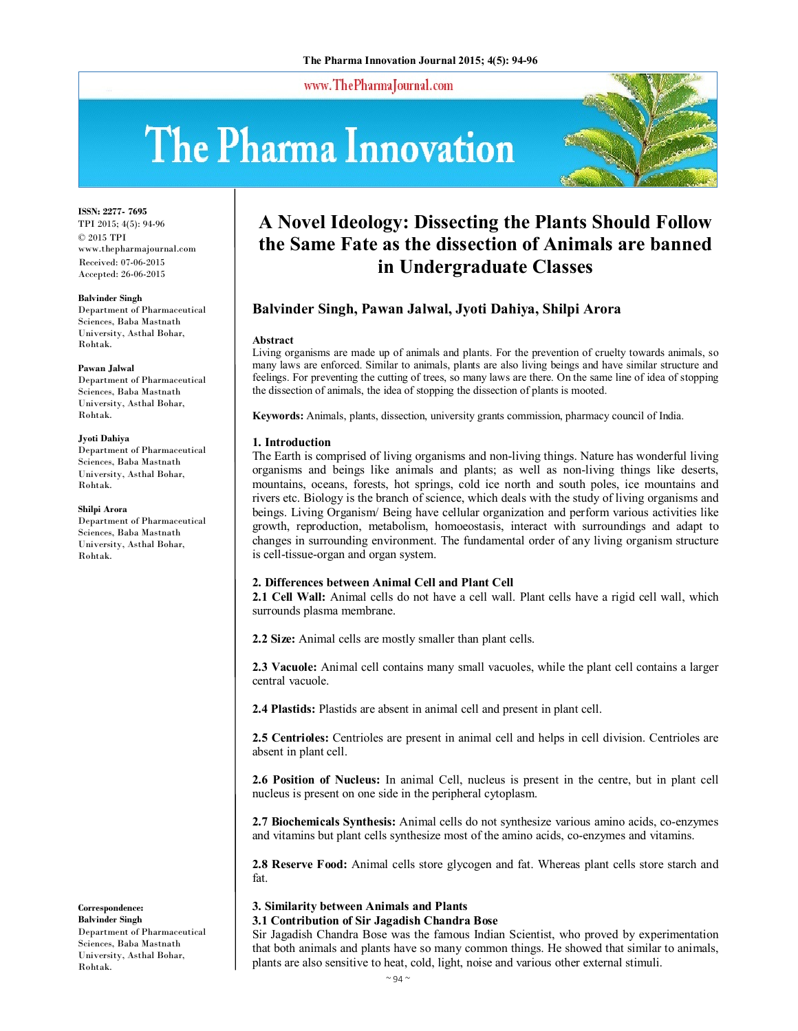# A Novel Ideology: Dissecting the Plants Should Follow the Same Fate as the dissection of Animals are banned in Undergraduate Classes

**Balvinder Singh, Pawan Jalwal, Jyoti Dahiya, Shilpi Arora**

ISSN: 2277- 7695
TPI 2015; 4(5): 94-96
© 2015 TPI
www.thepharmajournal.com
Received: 07-06-2015
Accepted: 26-06-2015

**Balvinder Singh**
Department of Pharmaceutical Sciences, Baba Mastnath University, Asthal Bohar, Rohtak.

**Pawan Jalwal**
Department of Pharmaceutical Sciences, Baba Mastnath University, Asthal Bohar, Rohtak.

**Jyoti Dahiya**
Department of Pharmaceutical Sciences, Baba Mastnath University, Asthal Bohar, Rohtak.

**Shilpi Arora**
Department of Pharmaceutical Sciences, Baba Mastnath University, Asthal Bohar, Rohtak.

**Correspondence:**
**Balvinder Singh**
Department of Pharmaceutical Sciences, Baba Mastnath University, Asthal Bohar, Rohtak.

### Abstract

Living organisms are made up of animals and plants. For the prevention of cruelty towards animals, so many laws are enforced. Similar to animals, plants are also living beings and have similar structure and feelings. For preventing the cutting of trees, so many laws are there. On the same line of idea of stopping the dissection of animals, the idea of stopping the dissection of plants is mooted.

**Keywords:** Animals, plants, dissection, university grants commission, pharmacy council of India.

## 1. Introduction

The Earth is comprised of living organisms and non-living things. Nature has wonderful living organisms and beings like animals and plants; as well as non-living things like deserts, mountains, oceans, forests, hot springs, cold ice north and south poles, ice mountains and rivers etc. Biology is the branch of science, which deals with the study of living organisms and beings. Living Organism/ Being have cellular organization and perform various activities like growth, reproduction, metabolism, homoeostasis, interact with surroundings and adapt to changes in surrounding environment. The fundamental order of any living organism structure is cell-tissue-organ and organ system.

## 2. Differences between Animal Cell and Plant Cell

**2.1 Cell Wall:** Animal cells do not have a cell wall. Plant cells have a rigid cell wall, which surrounds plasma membrane.

**2.2 Size:** Animal cells are mostly smaller than plant cells.

**2.3 Vacuole:** Animal cell contains many small vacuoles, while the plant cell contains a larger central vacuole.

**2.4 Plastids:** Plastids are absent in animal cell and present in plant cell.

**2.5 Centrioles:** Centrioles are present in animal cell and helps in cell division. Centrioles are absent in plant cell.

**2.6 Position of Nucleus:** In animal Cell, nucleus is present in the centre, but in plant cell nucleus is present on one side in the peripheral cytoplasm.

**2.7 Biochemicals Synthesis:** Animal cells do not synthesize various amino acids, co-enzymes and vitamins but plant cells synthesize most of the amino acids, co-enzymes and vitamins.

**2.8 Reserve Food:** Animal cells store glycogen and fat. Whereas plant cells store starch and fat.

## 3. Similarity between Animals and Plants

### 3.1 Contribution of Sir Jagadish Chandra Bose

Sir Jagadish Chandra Bose was the famous Indian Scientist, who proved by experimentation that both animals and plants have so many common things. He showed that similar to animals, plants are also sensitive to heat, cold, light, noise and various other external stimuli.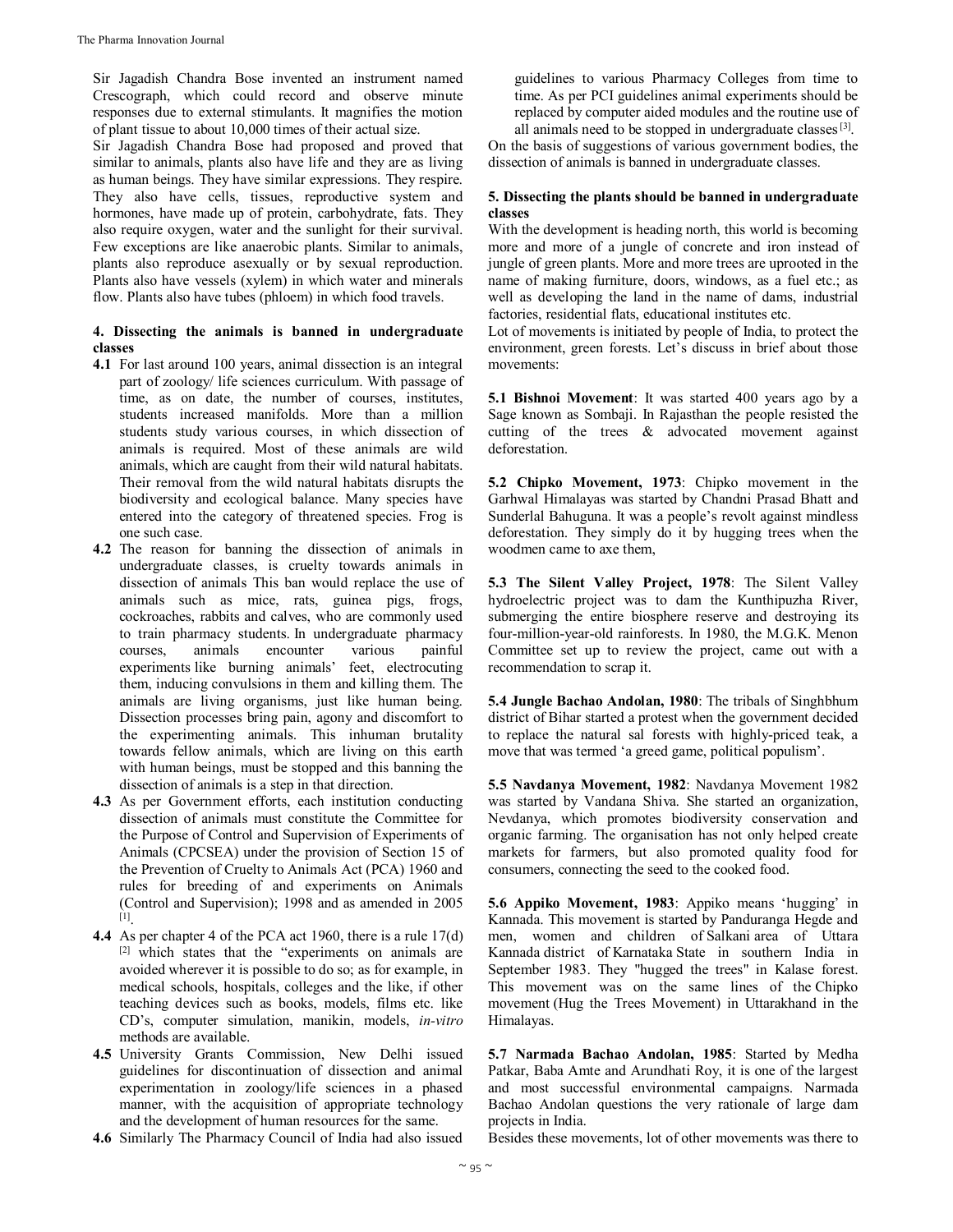Sir Jagadish Chandra Bose invented an instrument named Crescograph, which could record and observe minute responses due to external stimulants. It magnifies the motion of plant tissue to about 10,000 times of their actual size.

Sir Jagadish Chandra Bose had proposed and proved that similar to animals, plants also have life and they are as living as human beings. They have similar expressions. They respire. They also have cells, tissues, reproductive system and hormones, have made up of protein, carbohydrate, fats. They also require oxygen, water and the sunlight for their survival. Few exceptions are like anaerobic plants. Similar to animals, plants also reproduce asexually or by sexual reproduction. Plants also have vessels (xylem) in which water and minerals flow. Plants also have tubes (phloem) in which food travels.

### 4. Dissecting the animals is banned in undergraduate classes

**4.1** For last around 100 years, animal dissection is an integral part of zoology/ life sciences curriculum. With passage of time, as on date, the number of courses, institutes, students increased manifolds. More than a million students study various courses, in which dissection of animals is required. Most of these animals are wild animals, which are caught from their wild natural habitats. Their removal from the wild natural habitats disrupts the biodiversity and ecological balance. Many species have entered into the category of threatened species. Frog is one such case.

**4.2** The reason for banning the dissection of animals in undergraduate classes, is cruelty towards animals in dissection of animals This ban would replace the use of animals such as mice, rats, guinea pigs, frogs, cockroaches, rabbits and calves, who are commonly used to train pharmacy students. In undergraduate pharmacy courses, animals encounter various painful experiments like burning animals' feet, electrocuting them, inducing convulsions in them and killing them. The animals are living organisms, just like human being. Dissection processes bring pain, agony and discomfort to the experimenting animals. This inhuman brutality towards fellow animals, which are living on this earth with human beings, must be stopped and this banning the dissection of animals is a step in that direction.

**4.3** As per Government efforts, each institution conducting dissection of animals must constitute the Committee for the Purpose of Control and Supervision of Experiments of Animals (CPCSEA) under the provision of Section 15 of the Prevention of Cruelty to Animals Act (PCA) 1960 and rules for breeding of and experiments on Animals (Control and Supervision); 1998 and as amended in 2005 [1].

**4.4** As per chapter 4 of the PCA act 1960, there is a rule 17(d) [2] which states that the "experiments on animals are avoided wherever it is possible to do so; as for example, in medical schools, hospitals, colleges and the like, if other teaching devices such as books, models, films etc. like CD's, computer simulation, manikin, models, *in-vitro* methods are available.

**4.5** University Grants Commission, New Delhi issued guidelines for discontinuation of dissection and animal experimentation in zoology/life sciences in a phased manner, with the acquisition of appropriate technology and the development of human resources for the same.

**4.6** Similarly The Pharmacy Council of India had also issued guidelines to various Pharmacy Colleges from time to time. As per PCI guidelines animal experiments should be replaced by computer aided modules and the routine use of all animals need to be stopped in undergraduate classes [3].

On the basis of suggestions of various government bodies, the dissection of animals is banned in undergraduate classes.

### 5. Dissecting the plants should be banned in undergraduate classes

With the development is heading north, this world is becoming more and more of a jungle of concrete and iron instead of jungle of green plants. More and more trees are uprooted in the name of making furniture, doors, windows, as a fuel etc.; as well as developing the land in the name of dams, industrial factories, residential flats, educational institutes etc.

Lot of movements is initiated by people of India, to protect the environment, green forests. Let's discuss in brief about those movements:

**5.1 Bishnoi Movement**: It was started 400 years ago by a Sage known as Sombaji. In Rajasthan the people resisted the cutting of the trees & advocated movement against deforestation.

**5.2 Chipko Movement, 1973**: Chipko movement in the Garhwal Himalayas was started by Chandni Prasad Bhatt and Sunderlal Bahuguna. It was a people's revolt against mindless deforestation. They simply do it by hugging trees when the woodmen came to axe them,

**5.3 The Silent Valley Project, 1978**: The Silent Valley hydroelectric project was to dam the Kunthipuzha River, submerging the entire biosphere reserve and destroying its four-million-year-old rainforests. In 1980, the M.G.K. Menon Committee set up to review the project, came out with a recommendation to scrap it.

**5.4 Jungle Bachao Andolan, 1980**: The tribals of Singhbhum district of Bihar started a protest when the government decided to replace the natural sal forests with highly-priced teak, a move that was termed 'a greed game, political populism'.

**5.5 Navdanya Movement, 1982**: Navdanya Movement 1982 was started by Vandana Shiva. She started an organization, Nevdanya, which promotes biodiversity conservation and organic farming. The organisation has not only helped create markets for farmers, but also promoted quality food for consumers, connecting the seed to the cooked food.

**5.6 Appiko Movement, 1983**: Appiko means 'hugging' in Kannada. This movement is started by Panduranga Hegde and men, women and children of Salkani area of Uttara Kannada district of Karnataka State in southern India in September 1983. They "hugged the trees" in Kalase forest. This movement was on the same lines of the Chipko movement (Hug the Trees Movement) in Uttarakhand in the Himalayas.

**5.7 Narmada Bachao Andolan, 1985**: Started by Medha Patkar, Baba Amte and Arundhati Roy, it is one of the largest and most successful environmental campaigns. Narmada Bachao Andolan questions the very rationale of large dam projects in India.

Besides these movements, lot of other movements was there to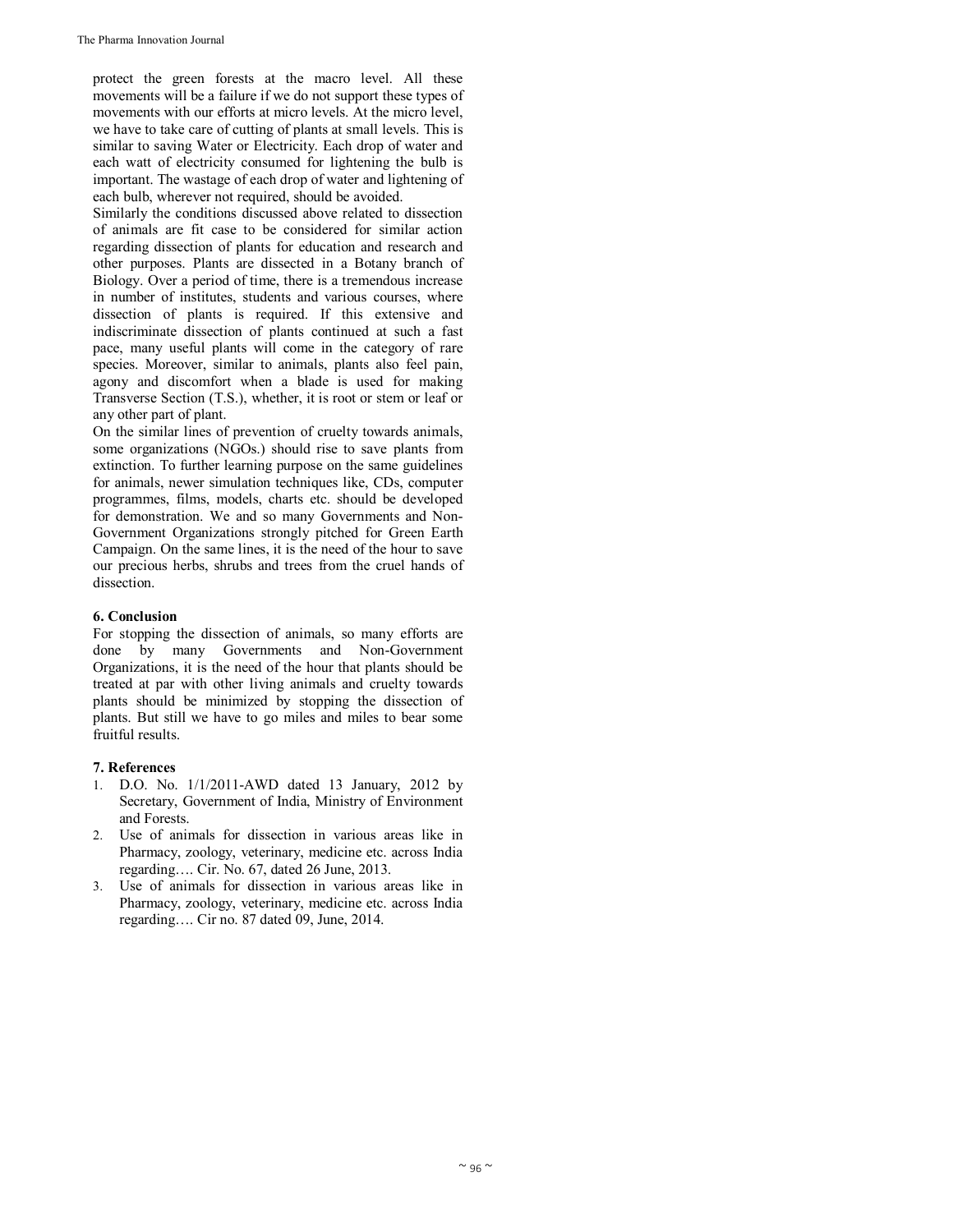protect the green forests at the macro level. All these movements will be a failure if we do not support these types of movements with our efforts at micro levels. At the micro level, we have to take care of cutting of plants at small levels. This is similar to saving Water or Electricity. Each drop of water and each watt of electricity consumed for lightening the bulb is important. The wastage of each drop of water and lightening of each bulb, wherever not required, should be avoided.

Similarly the conditions discussed above related to dissection of animals are fit case to be considered for similar action regarding dissection of plants for education and research and other purposes. Plants are dissected in a Botany branch of Biology. Over a period of time, there is a tremendous increase in number of institutes, students and various courses, where dissection of plants is required. If this extensive and indiscriminate dissection of plants continued at such a fast pace, many useful plants will come in the category of rare species. Moreover, similar to animals, plants also feel pain, agony and discomfort when a blade is used for making Transverse Section (T.S.), whether, it is root or stem or leaf or any other part of plant.

On the similar lines of prevention of cruelty towards animals, some organizations (NGOs.) should rise to save plants from extinction. To further learning purpose on the same guidelines for animals, newer simulation techniques like, CDs, computer programmes, films, models, charts etc. should be developed for demonstration. We and so many Governments and Non-Government Organizations strongly pitched for Green Earth Campaign. On the same lines, it is the need of the hour to save our precious herbs, shrubs and trees from the cruel hands of dissection.

## 6. Conclusion

For stopping the dissection of animals, so many efforts are done by many Governments and Non-Government Organizations, it is the need of the hour that plants should be treated at par with other living animals and cruelty towards plants should be minimized by stopping the dissection of plants. But still we have to go miles and miles to bear some fruitful results.

## 7. References

1. D.O. No. 1/1/2011-AWD dated 13 January, 2012 by Secretary, Government of India, Ministry of Environment and Forests.
2. Use of animals for dissection in various areas like in Pharmacy, zoology, veterinary, medicine etc. across India regarding…. Cir. No. 67, dated 26 June, 2013.
3. Use of animals for dissection in various areas like in Pharmacy, zoology, veterinary, medicine etc. across India regarding…. Cir no. 87 dated 09, June, 2014.